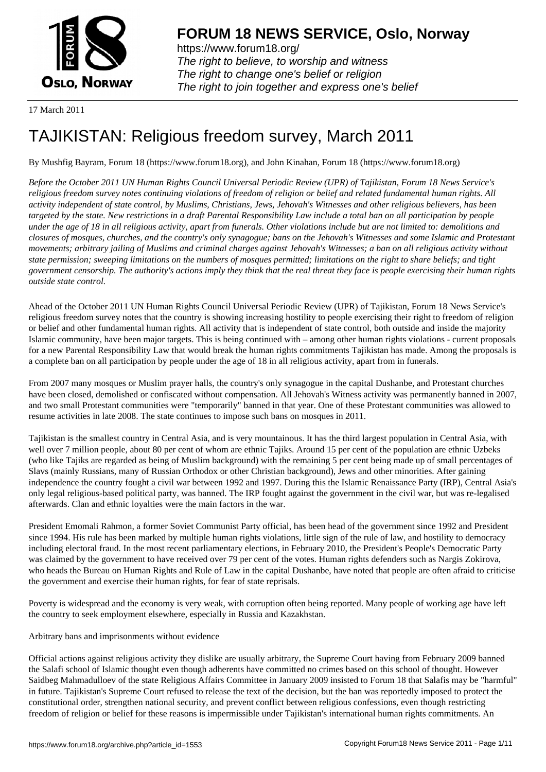# FORUM 18 NEWS SERVICE, Oslo, Norway

https://www.forum18.org/
*The right to believe, to worship and witness*
*The right to change one's belief or religion*
*The right to join together and express one's belief*

17 March 2011

# TAJIKISTAN: Religious freedom survey, March 2011

By Mushfig Bayram, Forum 18 (https://www.forum18.org), and John Kinahan, Forum 18 (https://www.forum18.org)

*Before the October 2011 UN Human Rights Council Universal Periodic Review (UPR) of Tajikistan, Forum 18 News Service's religious freedom survey notes continuing violations of freedom of religion or belief and related fundamental human rights. All activity independent of state control, by Muslims, Christians, Jews, Jehovah's Witnesses and other religious believers, has been targeted by the state. New restrictions in a draft Parental Responsibility Law include a total ban on all participation by people under the age of 18 in all religious activity, apart from funerals. Other violations include but are not limited to: demolitions and closures of mosques, churches, and the country's only synagogue; bans on the Jehovah's Witnesses and some Islamic and Protestant movements; arbitrary jailing of Muslims and criminal charges against Jehovah's Witnesses; a ban on all religious activity without state permission; sweeping limitations on the numbers of mosques permitted; limitations on the right to share beliefs; and tight government censorship. The authority's actions imply they think that the real threat they face is people exercising their human rights outside state control.*

Ahead of the October 2011 UN Human Rights Council Universal Periodic Review (UPR) of Tajikistan, Forum 18 News Service's religious freedom survey notes that the country is showing increasing hostility to people exercising their right to freedom of religion or belief and other fundamental human rights. All activity that is independent of state control, both outside and inside the majority Islamic community, have been major targets. This is being continued with – among other human rights violations - current proposals for a new Parental Responsibility Law that would break the human rights commitments Tajikistan has made. Among the proposals is a complete ban on all participation by people under the age of 18 in all religious activity, apart from funerals.

From 2007 many mosques or Muslim prayer halls, the country's only synagogue in the capital Dushanbe, and Protestant churches have been closed, demolished or confiscated without compensation. All Jehovah's Witness activity was permanently banned in 2007, and two small Protestant communities were "temporarily" banned in that year. One of these Protestant communities was allowed to resume activities in late 2008. The state continues to impose such bans on mosques in 2011.

Tajikistan is the smallest country in Central Asia, and is very mountainous. It has the third largest population in Central Asia, with well over 7 million people, about 80 per cent of whom are ethnic Tajiks. Around 15 per cent of the population are ethnic Uzbeks (who like Tajiks are regarded as being of Muslim background) with the remaining 5 per cent being made up of small percentages of Slavs (mainly Russians, many of Russian Orthodox or other Christian background), Jews and other minorities. After gaining independence the country fought a civil war between 1992 and 1997. During this the Islamic Renaissance Party (IRP), Central Asia's only legal religious-based political party, was banned. The IRP fought against the government in the civil war, but was re-legalised afterwards. Clan and ethnic loyalties were the main factors in the war.

President Emomali Rahmon, a former Soviet Communist Party official, has been head of the government since 1992 and President since 1994. His rule has been marked by multiple human rights violations, little sign of the rule of law, and hostility to democracy including electoral fraud. In the most recent parliamentary elections, in February 2010, the President's People's Democratic Party was claimed by the government to have received over 79 per cent of the votes. Human rights defenders such as Nargis Zokirova, who heads the Bureau on Human Rights and Rule of Law in the capital Dushanbe, have noted that people are often afraid to criticise the government and exercise their human rights, for fear of state reprisals.

Poverty is widespread and the economy is very weak, with corruption often being reported. Many people of working age have left the country to seek employment elsewhere, especially in Russia and Kazakhstan.

Arbitrary bans and imprisonments without evidence

Official actions against religious activity they dislike are usually arbitrary, the Supreme Court having from February 2009 banned the Salafi school of Islamic thought even though adherents have committed no crimes based on this school of thought. However Saidbeg Mahmadulloev of the state Religious Affairs Committee in January 2009 insisted to Forum 18 that Salafis may be "harmful" in future. Tajikistan's Supreme Court refused to release the text of the decision, but the ban was reportedly imposed to protect the constitutional order, strengthen national security, and prevent conflict between religious confessions, even though restricting freedom of religion or belief for these reasons is impermissible under Tajikistan's international human rights commitments. An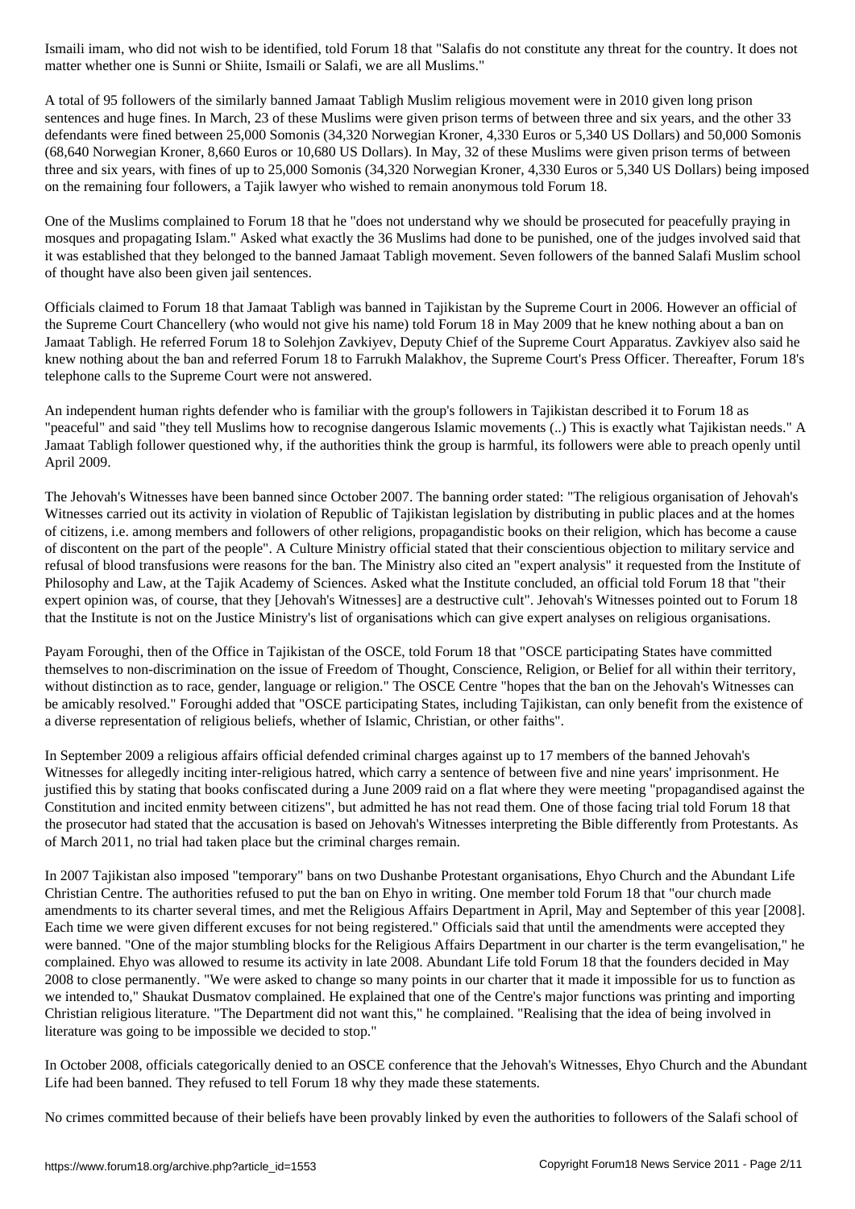Ismaili imam, who did not wish to be identified, told Forum 18 that "Salafis do not constitute any threat for the country. It does not matter whether one is Sunni or Shiite, Ismaili or Salafi, we are all Muslims."

A total of 95 followers of the similarly banned Jamaat Tabligh Muslim religious movement were in 2010 given long prison sentences and huge fines. In March, 23 of these Muslims were given prison terms of between three and six years, and the other 33 defendants were fined between 25,000 Somonis (34,320 Norwegian Kroner, 4,330 Euros or 5,340 US Dollars) and 50,000 Somonis (68,640 Norwegian Kroner, 8,660 Euros or 10,680 US Dollars). In May, 32 of these Muslims were given prison terms of between three and six years, with fines of up to 25,000 Somonis (34,320 Norwegian Kroner, 4,330 Euros or 5,340 US Dollars) being imposed on the remaining four followers, a Tajik lawyer who wished to remain anonymous told Forum 18.

One of the Muslims complained to Forum 18 that he "does not understand why we should be prosecuted for peacefully praying in mosques and propagating Islam." Asked what exactly the 36 Muslims had done to be punished, one of the judges involved said that it was established that they belonged to the banned Jamaat Tabligh movement. Seven followers of the banned Salafi Muslim school of thought have also been given jail sentences.

Officials claimed to Forum 18 that Jamaat Tabligh was banned in Tajikistan by the Supreme Court in 2006. However an official of the Supreme Court Chancellery (who would not give his name) told Forum 18 in May 2009 that he knew nothing about a ban on Jamaat Tabligh. He referred Forum 18 to Solehjon Zavkiyev, Deputy Chief of the Supreme Court Apparatus. Zavkiyev also said he knew nothing about the ban and referred Forum 18 to Farrukh Malakhov, the Supreme Court's Press Officer. Thereafter, Forum 18's telephone calls to the Supreme Court were not answered.

An independent human rights defender who is familiar with the group's followers in Tajikistan described it to Forum 18 as "peaceful" and said "they tell Muslims how to recognise dangerous Islamic movements (..) This is exactly what Tajikistan needs." A Jamaat Tabligh follower questioned why, if the authorities think the group is harmful, its followers were able to preach openly until April 2009.

The Jehovah's Witnesses have been banned since October 2007. The banning order stated: "The religious organisation of Jehovah's Witnesses carried out its activity in violation of Republic of Tajikistan legislation by distributing in public places and at the homes of citizens, i.e. among members and followers of other religions, propagandistic books on their religion, which has become a cause of discontent on the part of the people". A Culture Ministry official stated that their conscientious objection to military service and refusal of blood transfusions were reasons for the ban. The Ministry also cited an "expert analysis" it requested from the Institute of Philosophy and Law, at the Tajik Academy of Sciences. Asked what the Institute concluded, an official told Forum 18 that "their expert opinion was, of course, that they [Jehovah's Witnesses] are a destructive cult". Jehovah's Witnesses pointed out to Forum 18 that the Institute is not on the Justice Ministry's list of organisations which can give expert analyses on religious organisations.

Payam Foroughi, then of the Office in Tajikistan of the OSCE, told Forum 18 that "OSCE participating States have committed themselves to non-discrimination on the issue of Freedom of Thought, Conscience, Religion, or Belief for all within their territory, without distinction as to race, gender, language or religion." The OSCE Centre "hopes that the ban on the Jehovah's Witnesses can be amicably resolved." Foroughi added that "OSCE participating States, including Tajikistan, can only benefit from the existence of a diverse representation of religious beliefs, whether of Islamic, Christian, or other faiths".

In September 2009 a religious affairs official defended criminal charges against up to 17 members of the banned Jehovah's Witnesses for allegedly inciting inter-religious hatred, which carry a sentence of between five and nine years' imprisonment. He justified this by stating that books confiscated during a June 2009 raid on a flat where they were meeting "propagandised against the Constitution and incited enmity between citizens", but admitted he has not read them. One of those facing trial told Forum 18 that the prosecutor had stated that the accusation is based on Jehovah's Witnesses interpreting the Bible differently from Protestants. As of March 2011, no trial had taken place but the criminal charges remain.

In 2007 Tajikistan also imposed "temporary" bans on two Dushanbe Protestant organisations, Ehyo Church and the Abundant Life Christian Centre. The authorities refused to put the ban on Ehyo in writing. One member told Forum 18 that "our church made amendments to its charter several times, and met the Religious Affairs Department in April, May and September of this year [2008]. Each time we were given different excuses for not being registered." Officials said that until the amendments were accepted they were banned. "One of the major stumbling blocks for the Religious Affairs Department in our charter is the term evangelisation," he complained. Ehyo was allowed to resume its activity in late 2008. Abundant Life told Forum 18 that the founders decided in May 2008 to close permanently. "We were asked to change so many points in our charter that it made it impossible for us to function as we intended to," Shaukat Dusmatov complained. He explained that one of the Centre's major functions was printing and importing Christian religious literature. "The Department did not want this," he complained. "Realising that the idea of being involved in literature was going to be impossible we decided to stop."

In October 2008, officials categorically denied to an OSCE conference that the Jehovah's Witnesses, Ehyo Church and the Abundant Life had been banned. They refused to tell Forum 18 why they made these statements.

No crimes committed because of their beliefs have been provably linked by even the authorities to followers of the Salafi school of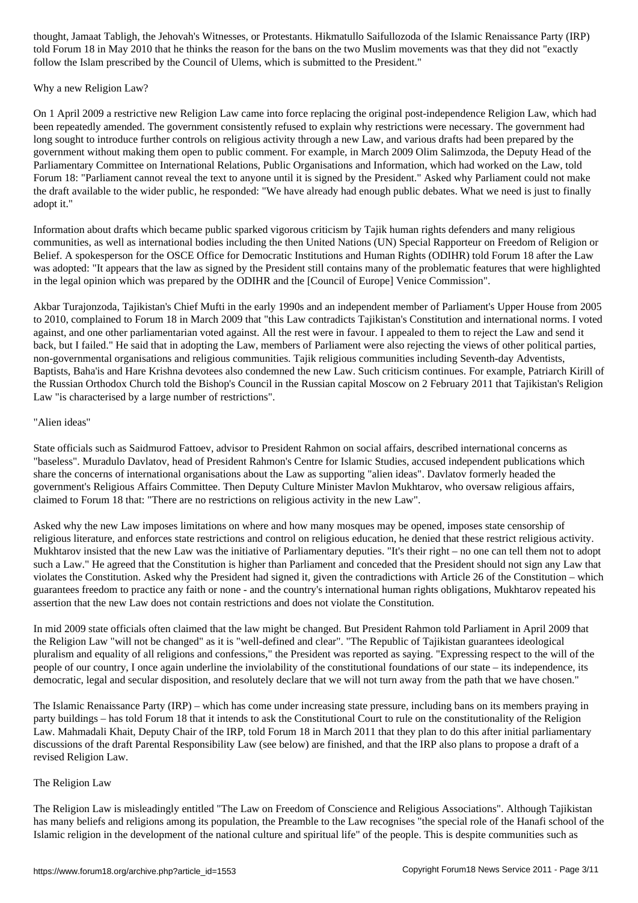thought, Jamaat Tabligh, the Jehovah's Witnesses, or Protestants. Hikmatullo Saifullozoda of the Islamic Renaissance Party (IRP) told Forum 18 in May 2010 that he thinks the reason for the bans on the two Muslim movements was that they did not "exactly follow the Islam prescribed by the Council of Ulems, which is submitted to the President."

## Why a new Religion Law?

On 1 April 2009 a restrictive new Religion Law came into force replacing the original post-independence Religion Law, which had been repeatedly amended. The government consistently refused to explain why restrictions were necessary. The government had long sought to introduce further controls on religious activity through a new Law, and various drafts had been prepared by the government without making them open to public comment. For example, in March 2009 Olim Salimzoda, the Deputy Head of the Parliamentary Committee on International Relations, Public Organisations and Information, which had worked on the Law, told Forum 18: "Parliament cannot reveal the text to anyone until it is signed by the President." Asked why Parliament could not make the draft available to the wider public, he responded: "We have already had enough public debates. What we need is just to finally adopt it."

Information about drafts which became public sparked vigorous criticism by Tajik human rights defenders and many religious communities, as well as international bodies including the then United Nations (UN) Special Rapporteur on Freedom of Religion or Belief. A spokesperson for the OSCE Office for Democratic Institutions and Human Rights (ODIHR) told Forum 18 after the Law was adopted: "It appears that the law as signed by the President still contains many of the problematic features that were highlighted in the legal opinion which was prepared by the ODIHR and the [Council of Europe] Venice Commission".

Akbar Turajonzoda, Tajikistan's Chief Mufti in the early 1990s and an independent member of Parliament's Upper House from 2005 to 2010, complained to Forum 18 in March 2009 that "this Law contradicts Tajikistan's Constitution and international norms. I voted against, and one other parliamentarian voted against. All the rest were in favour. I appealed to them to reject the Law and send it back, but I failed." He said that in adopting the Law, members of Parliament were also rejecting the views of other political parties, non-governmental organisations and religious communities. Tajik religious communities including Seventh-day Adventists, Baptists, Baha'is and Hare Krishna devotees also condemned the new Law. Such criticism continues. For example, Patriarch Kirill of the Russian Orthodox Church told the Bishop's Council in the Russian capital Moscow on 2 February 2011 that Tajikistan's Religion Law "is characterised by a large number of restrictions".

## "Alien ideas"

State officials such as Saidmurod Fattoev, advisor to President Rahmon on social affairs, described international concerns as "baseless". Muradulo Davlatov, head of President Rahmon's Centre for Islamic Studies, accused independent publications which share the concerns of international organisations about the Law as supporting "alien ideas". Davlatov formerly headed the government's Religious Affairs Committee. Then Deputy Culture Minister Mavlon Mukhtarov, who oversaw religious affairs, claimed to Forum 18 that: "There are no restrictions on religious activity in the new Law".

Asked why the new Law imposes limitations on where and how many mosques may be opened, imposes state censorship of religious literature, and enforces state restrictions and control on religious education, he denied that these restrict religious activity. Mukhtarov insisted that the new Law was the initiative of Parliamentary deputies. "It's their right – no one can tell them not to adopt such a Law." He agreed that the Constitution is higher than Parliament and conceded that the President should not sign any Law that violates the Constitution. Asked why the President had signed it, given the contradictions with Article 26 of the Constitution – which guarantees freedom to practice any faith or none - and the country's international human rights obligations, Mukhtarov repeated his assertion that the new Law does not contain restrictions and does not violate the Constitution.

In mid 2009 state officials often claimed that the law might be changed. But President Rahmon told Parliament in April 2009 that the Religion Law "will not be changed" as it is "well-defined and clear". "The Republic of Tajikistan guarantees ideological pluralism and equality of all religions and confessions," the President was reported as saying. "Expressing respect to the will of the people of our country, I once again underline the inviolability of the constitutional foundations of our state – its independence, its democratic, legal and secular disposition, and resolutely declare that we will not turn away from the path that we have chosen."

The Islamic Renaissance Party (IRP) – which has come under increasing state pressure, including bans on its members praying in party buildings – has told Forum 18 that it intends to ask the Constitutional Court to rule on the constitutionality of the Religion Law. Mahmadali Khait, Deputy Chair of the IRP, told Forum 18 in March 2011 that they plan to do this after initial parliamentary discussions of the draft Parental Responsibility Law (see below) are finished, and that the IRP also plans to propose a draft of a revised Religion Law.

## The Religion Law

The Religion Law is misleadingly entitled "The Law on Freedom of Conscience and Religious Associations". Although Tajikistan has many beliefs and religions among its population, the Preamble to the Law recognises "the special role of the Hanafi school of the Islamic religion in the development of the national culture and spiritual life" of the people. This is despite communities such as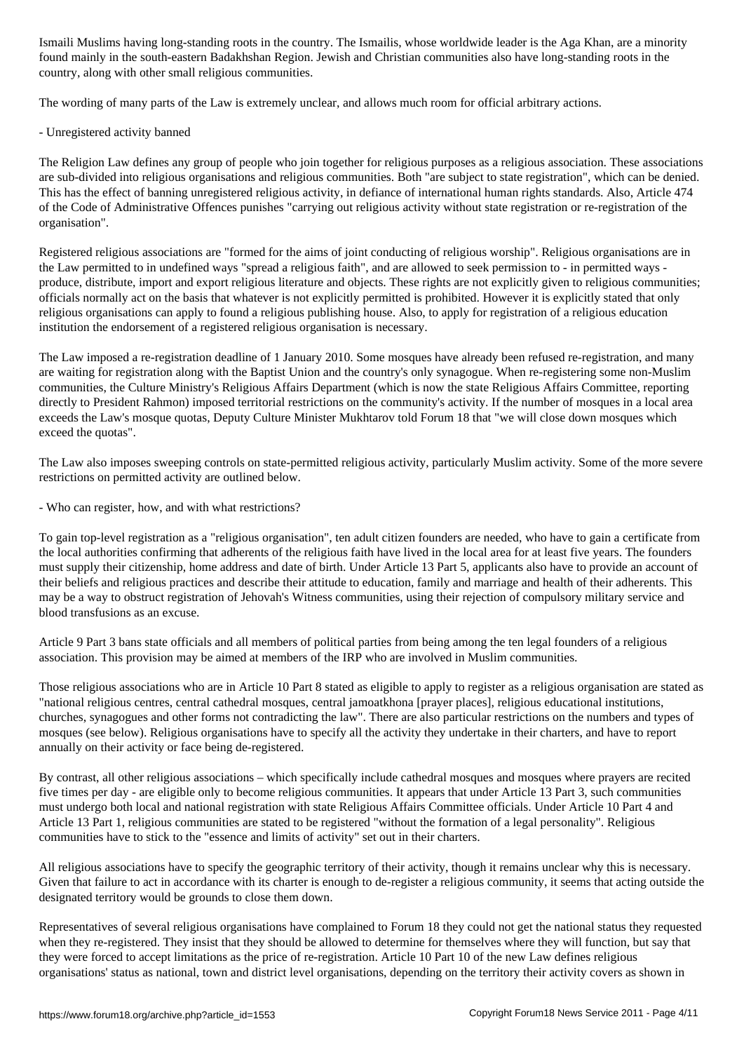Ismaili Muslims having long-standing roots in the country. The Ismailis, whose worldwide leader is the Aga Khan, are a minority found mainly in the south-eastern Badakhshan Region. Jewish and Christian communities also have long-standing roots in the country, along with other small religious communities.

The wording of many parts of the Law is extremely unclear, and allows much room for official arbitrary actions.

- Unregistered activity banned

The Religion Law defines any group of people who join together for religious purposes as a religious association. These associations are sub-divided into religious organisations and religious communities. Both "are subject to state registration", which can be denied. This has the effect of banning unregistered religious activity, in defiance of international human rights standards. Also, Article 474 of the Code of Administrative Offences punishes "carrying out religious activity without state registration or re-registration of the organisation".

Registered religious associations are "formed for the aims of joint conducting of religious worship". Religious organisations are in the Law permitted to in undefined ways "spread a religious faith", and are allowed to seek permission to - in permitted ways - produce, distribute, import and export religious literature and objects. These rights are not explicitly given to religious communities; officials normally act on the basis that whatever is not explicitly permitted is prohibited. However it is explicitly stated that only religious organisations can apply to found a religious publishing house. Also, to apply for registration of a religious education institution the endorsement of a registered religious organisation is necessary.

The Law imposed a re-registration deadline of 1 January 2010. Some mosques have already been refused re-registration, and many are waiting for registration along with the Baptist Union and the country's only synagogue. When re-registering some non-Muslim communities, the Culture Ministry's Religious Affairs Department (which is now the state Religious Affairs Committee, reporting directly to President Rahmon) imposed territorial restrictions on the community's activity. If the number of mosques in a local area exceeds the Law's mosque quotas, Deputy Culture Minister Mukhtarov told Forum 18 that "we will close down mosques which exceed the quotas".

The Law also imposes sweeping controls on state-permitted religious activity, particularly Muslim activity. Some of the more severe restrictions on permitted activity are outlined below.

- Who can register, how, and with what restrictions?

To gain top-level registration as a "religious organisation", ten adult citizen founders are needed, who have to gain a certificate from the local authorities confirming that adherents of the religious faith have lived in the local area for at least five years. The founders must supply their citizenship, home address and date of birth. Under Article 13 Part 5, applicants also have to provide an account of their beliefs and religious practices and describe their attitude to education, family and marriage and health of their adherents. This may be a way to obstruct registration of Jehovah's Witness communities, using their rejection of compulsory military service and blood transfusions as an excuse.

Article 9 Part 3 bans state officials and all members of political parties from being among the ten legal founders of a religious association. This provision may be aimed at members of the IRP who are involved in Muslim communities.

Those religious associations who are in Article 10 Part 8 stated as eligible to apply to register as a religious organisation are stated as "national religious centres, central cathedral mosques, central jamoatkhona [prayer places], religious educational institutions, churches, synagogues and other forms not contradicting the law". There are also particular restrictions on the numbers and types of mosques (see below). Religious organisations have to specify all the activity they undertake in their charters, and have to report annually on their activity or face being de-registered.

By contrast, all other religious associations – which specifically include cathedral mosques and mosques where prayers are recited five times per day - are eligible only to become religious communities. It appears that under Article 13 Part 3, such communities must undergo both local and national registration with state Religious Affairs Committee officials. Under Article 10 Part 4 and Article 13 Part 1, religious communities are stated to be registered "without the formation of a legal personality". Religious communities have to stick to the "essence and limits of activity" set out in their charters.

All religious associations have to specify the geographic territory of their activity, though it remains unclear why this is necessary. Given that failure to act in accordance with its charter is enough to de-register a religious community, it seems that acting outside the designated territory would be grounds to close them down.

Representatives of several religious organisations have complained to Forum 18 they could not get the national status they requested when they re-registered. They insist that they should be allowed to determine for themselves where they will function, but say that they were forced to accept limitations as the price of re-registration. Article 10 Part 10 of the new Law defines religious organisations' status as national, town and district level organisations, depending on the territory their activity covers as shown in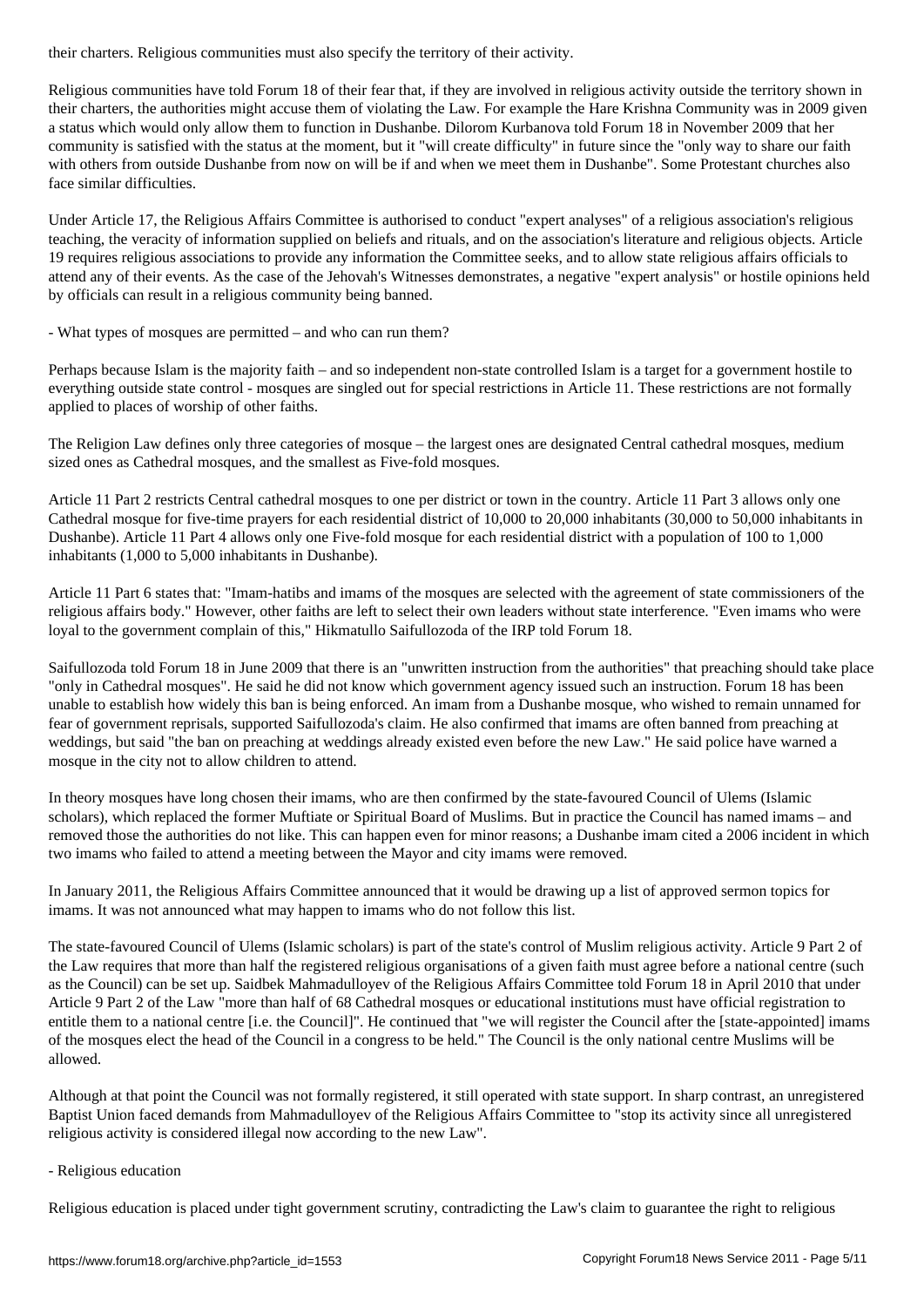their charters. Religious communities must also specify the territory of their activity.

Religious communities have told Forum 18 of their fear that, if they are involved in religious activity outside the territory shown in their charters, the authorities might accuse them of violating the Law. For example the Hare Krishna Community was in 2009 given a status which would only allow them to function in Dushanbe. Dilorom Kurbanova told Forum 18 in November 2009 that her community is satisfied with the status at the moment, but it "will create difficulty" in future since the "only way to share our faith with others from outside Dushanbe from now on will be if and when we meet them in Dushanbe". Some Protestant churches also face similar difficulties.

Under Article 17, the Religious Affairs Committee is authorised to conduct "expert analyses" of a religious association's religious teaching, the veracity of information supplied on beliefs and rituals, and on the association's literature and religious objects. Article 19 requires religious associations to provide any information the Committee seeks, and to allow state religious affairs officials to attend any of their events. As the case of the Jehovah's Witnesses demonstrates, a negative "expert analysis" or hostile opinions held by officials can result in a religious community being banned.

- What types of mosques are permitted – and who can run them?

Perhaps because Islam is the majority faith – and so independent non-state controlled Islam is a target for a government hostile to everything outside state control - mosques are singled out for special restrictions in Article 11. These restrictions are not formally applied to places of worship of other faiths.

The Religion Law defines only three categories of mosque – the largest ones are designated Central cathedral mosques, medium sized ones as Cathedral mosques, and the smallest as Five-fold mosques.

Article 11 Part 2 restricts Central cathedral mosques to one per district or town in the country. Article 11 Part 3 allows only one Cathedral mosque for five-time prayers for each residential district of 10,000 to 20,000 inhabitants (30,000 to 50,000 inhabitants in Dushanbe). Article 11 Part 4 allows only one Five-fold mosque for each residential district with a population of 100 to 1,000 inhabitants (1,000 to 5,000 inhabitants in Dushanbe).

Article 11 Part 6 states that: "Imam-hatibs and imams of the mosques are selected with the agreement of state commissioners of the religious affairs body." However, other faiths are left to select their own leaders without state interference. "Even imams who were loyal to the government complain of this," Hikmatullo Saifullozoda of the IRP told Forum 18.

Saifullozoda told Forum 18 in June 2009 that there is an "unwritten instruction from the authorities" that preaching should take place "only in Cathedral mosques". He said he did not know which government agency issued such an instruction. Forum 18 has been unable to establish how widely this ban is being enforced. An imam from a Dushanbe mosque, who wished to remain unnamed for fear of government reprisals, supported Saifullozoda's claim. He also confirmed that imams are often banned from preaching at weddings, but said "the ban on preaching at weddings already existed even before the new Law." He said police have warned a mosque in the city not to allow children to attend.

In theory mosques have long chosen their imams, who are then confirmed by the state-favoured Council of Ulems (Islamic scholars), which replaced the former Muftiate or Spiritual Board of Muslims. But in practice the Council has named imams – and removed those the authorities do not like. This can happen even for minor reasons; a Dushanbe imam cited a 2006 incident in which two imams who failed to attend a meeting between the Mayor and city imams were removed.

In January 2011, the Religious Affairs Committee announced that it would be drawing up a list of approved sermon topics for imams. It was not announced what may happen to imams who do not follow this list.

The state-favoured Council of Ulems (Islamic scholars) is part of the state's control of Muslim religious activity. Article 9 Part 2 of the Law requires that more than half the registered religious organisations of a given faith must agree before a national centre (such as the Council) can be set up. Saidbek Mahmadulloyev of the Religious Affairs Committee told Forum 18 in April 2010 that under Article 9 Part 2 of the Law "more than half of 68 Cathedral mosques or educational institutions must have official registration to entitle them to a national centre [i.e. the Council]". He continued that "we will register the Council after the [state-appointed] imams of the mosques elect the head of the Council in a congress to be held." The Council is the only national centre Muslims will be allowed.

Although at that point the Council was not formally registered, it still operated with state support. In sharp contrast, an unregistered Baptist Union faced demands from Mahmadulloyev of the Religious Affairs Committee to "stop its activity since all unregistered religious activity is considered illegal now according to the new Law".

- Religious education

Religious education is placed under tight government scrutiny, contradicting the Law's claim to guarantee the right to religious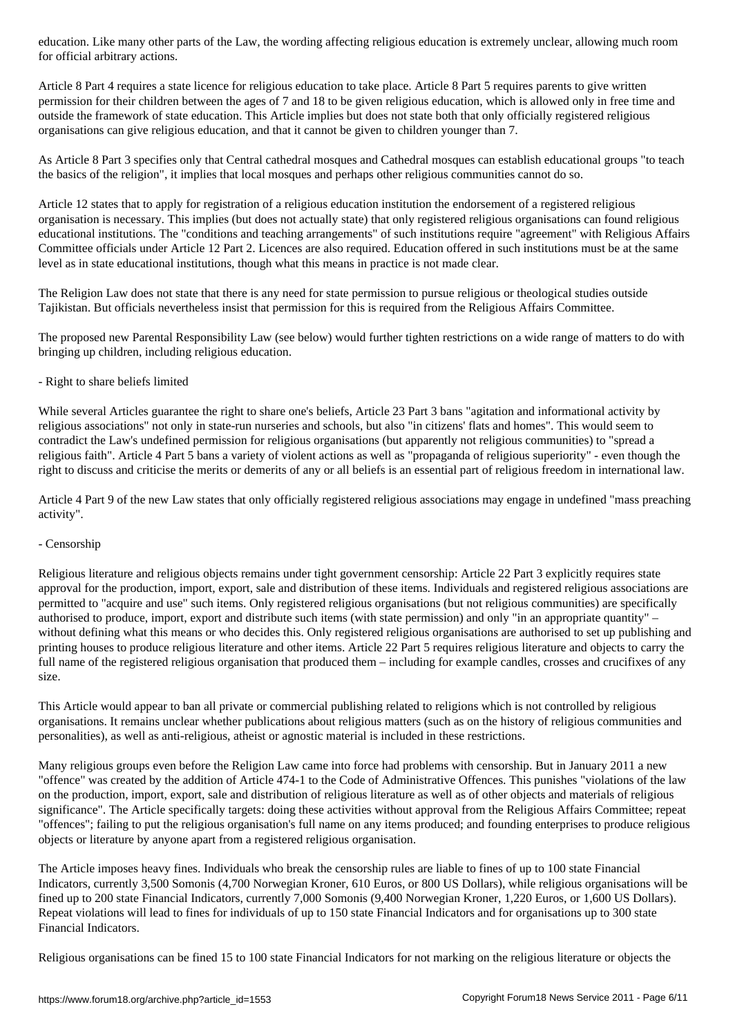education. Like many other parts of the Law, the wording affecting religious education is extremely unclear, allowing much room for official arbitrary actions.

Article 8 Part 4 requires a state licence for religious education to take place. Article 8 Part 5 requires parents to give written permission for their children between the ages of 7 and 18 to be given religious education, which is allowed only in free time and outside the framework of state education. This Article implies but does not state both that only officially registered religious organisations can give religious education, and that it cannot be given to children younger than 7.

As Article 8 Part 3 specifies only that Central cathedral mosques and Cathedral mosques can establish educational groups "to teach the basics of the religion", it implies that local mosques and perhaps other religious communities cannot do so.

Article 12 states that to apply for registration of a religious education institution the endorsement of a registered religious organisation is necessary. This implies (but does not actually state) that only registered religious organisations can found religious educational institutions. The "conditions and teaching arrangements" of such institutions require "agreement" with Religious Affairs Committee officials under Article 12 Part 2. Licences are also required. Education offered in such institutions must be at the same level as in state educational institutions, though what this means in practice is not made clear.

The Religion Law does not state that there is any need for state permission to pursue religious or theological studies outside Tajikistan. But officials nevertheless insist that permission for this is required from the Religious Affairs Committee.

The proposed new Parental Responsibility Law (see below) would further tighten restrictions on a wide range of matters to do with bringing up children, including religious education.

- Right to share beliefs limited

While several Articles guarantee the right to share one's beliefs, Article 23 Part 3 bans "agitation and informational activity by religious associations" not only in state-run nurseries and schools, but also "in citizens' flats and homes". This would seem to contradict the Law's undefined permission for religious organisations (but apparently not religious communities) to "spread a religious faith". Article 4 Part 5 bans a variety of violent actions as well as "propaganda of religious superiority" - even though the right to discuss and criticise the merits or demerits of any or all beliefs is an essential part of religious freedom in international law.

Article 4 Part 9 of the new Law states that only officially registered religious associations may engage in undefined "mass preaching activity".

- Censorship

Religious literature and religious objects remains under tight government censorship: Article 22 Part 3 explicitly requires state approval for the production, import, export, sale and distribution of these items. Individuals and registered religious associations are permitted to "acquire and use" such items. Only registered religious organisations (but not religious communities) are specifically authorised to produce, import, export and distribute such items (with state permission) and only "in an appropriate quantity" – without defining what this means or who decides this. Only registered religious organisations are authorised to set up publishing and printing houses to produce religious literature and other items. Article 22 Part 5 requires religious literature and objects to carry the full name of the registered religious organisation that produced them – including for example candles, crosses and crucifixes of any size.

This Article would appear to ban all private or commercial publishing related to religions which is not controlled by religious organisations. It remains unclear whether publications about religious matters (such as on the history of religious communities and personalities), as well as anti-religious, atheist or agnostic material is included in these restrictions.

Many religious groups even before the Religion Law came into force had problems with censorship. But in January 2011 a new "offence" was created by the addition of Article 474-1 to the Code of Administrative Offences. This punishes "violations of the law on the production, import, export, sale and distribution of religious literature as well as of other objects and materials of religious significance". The Article specifically targets: doing these activities without approval from the Religious Affairs Committee; repeat "offences"; failing to put the religious organisation's full name on any items produced; and founding enterprises to produce religious objects or literature by anyone apart from a registered religious organisation.

The Article imposes heavy fines. Individuals who break the censorship rules are liable to fines of up to 100 state Financial Indicators, currently 3,500 Somonis (4,700 Norwegian Kroner, 610 Euros, or 800 US Dollars), while religious organisations will be fined up to 200 state Financial Indicators, currently 7,000 Somonis (9,400 Norwegian Kroner, 1,220 Euros, or 1,600 US Dollars). Repeat violations will lead to fines for individuals of up to 150 state Financial Indicators and for organisations up to 300 state Financial Indicators.

Religious organisations can be fined 15 to 100 state Financial Indicators for not marking on the religious literature or objects the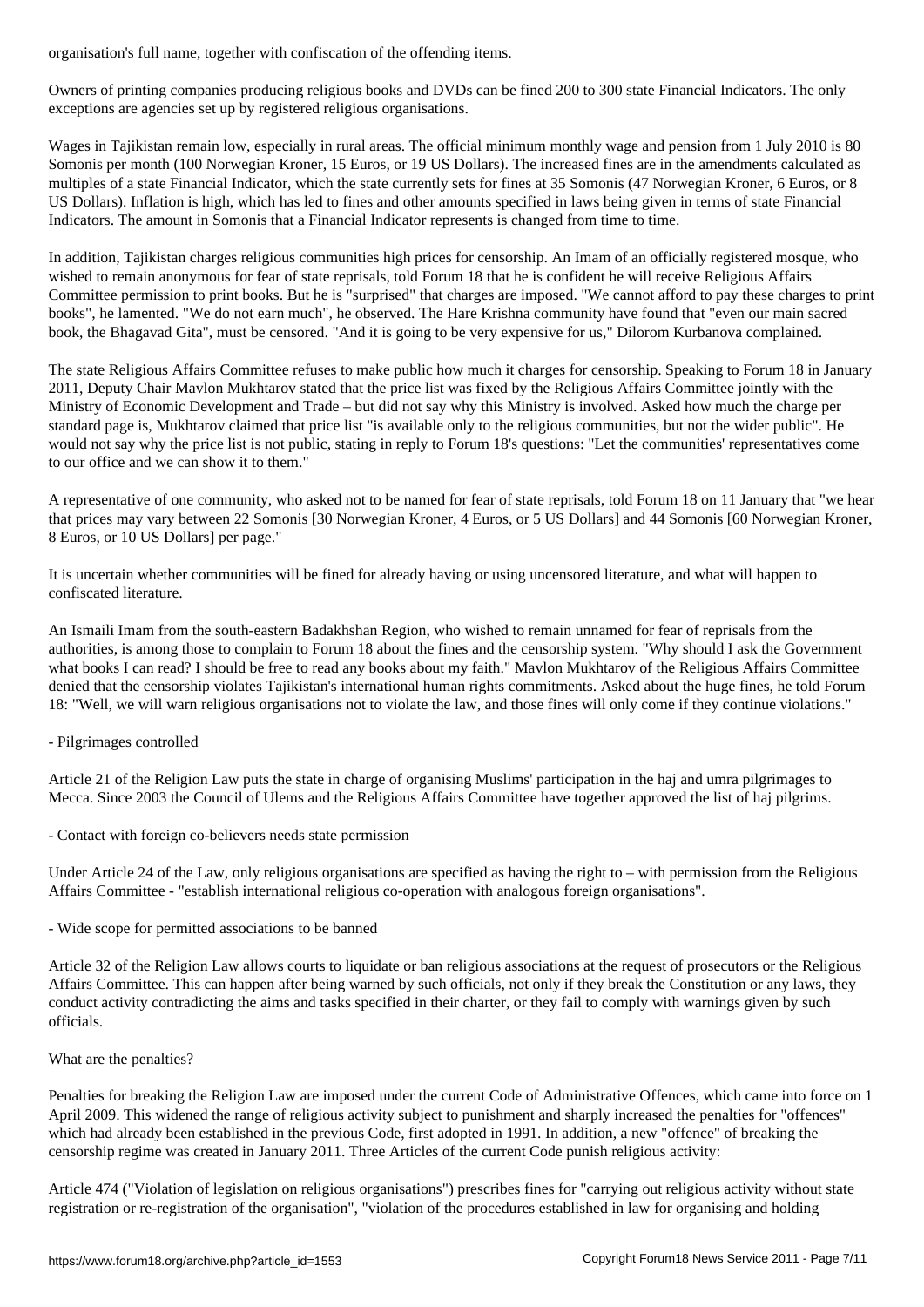organisation's full name, together with confiscation of the offending items.

Owners of printing companies producing religious books and DVDs can be fined 200 to 300 state Financial Indicators. The only exceptions are agencies set up by registered religious organisations.

Wages in Tajikistan remain low, especially in rural areas. The official minimum monthly wage and pension from 1 July 2010 is 80 Somonis per month (100 Norwegian Kroner, 15 Euros, or 19 US Dollars). The increased fines are in the amendments calculated as multiples of a state Financial Indicator, which the state currently sets for fines at 35 Somonis (47 Norwegian Kroner, 6 Euros, or 8 US Dollars). Inflation is high, which has led to fines and other amounts specified in laws being given in terms of state Financial Indicators. The amount in Somonis that a Financial Indicator represents is changed from time to time.

In addition, Tajikistan charges religious communities high prices for censorship. An Imam of an officially registered mosque, who wished to remain anonymous for fear of state reprisals, told Forum 18 that he is confident he will receive Religious Affairs Committee permission to print books. But he is "surprised" that charges are imposed. "We cannot afford to pay these charges to print books", he lamented. "We do not earn much", he observed. The Hare Krishna community have found that "even our main sacred book, the Bhagavad Gita", must be censored. "And it is going to be very expensive for us," Dilorom Kurbanova complained.

The state Religious Affairs Committee refuses to make public how much it charges for censorship. Speaking to Forum 18 in January 2011, Deputy Chair Mavlon Mukhtarov stated that the price list was fixed by the Religious Affairs Committee jointly with the Ministry of Economic Development and Trade – but did not say why this Ministry is involved. Asked how much the charge per standard page is, Mukhtarov claimed that price list "is available only to the religious communities, but not the wider public". He would not say why the price list is not public, stating in reply to Forum 18's questions: "Let the communities' representatives come to our office and we can show it to them."

A representative of one community, who asked not to be named for fear of state reprisals, told Forum 18 on 11 January that "we hear that prices may vary between 22 Somonis [30 Norwegian Kroner, 4 Euros, or 5 US Dollars] and 44 Somonis [60 Norwegian Kroner, 8 Euros, or 10 US Dollars] per page."

It is uncertain whether communities will be fined for already having or using uncensored literature, and what will happen to confiscated literature.

An Ismaili Imam from the south-eastern Badakhshan Region, who wished to remain unnamed for fear of reprisals from the authorities, is among those to complain to Forum 18 about the fines and the censorship system. "Why should I ask the Government what books I can read? I should be free to read any books about my faith." Mavlon Mukhtarov of the Religious Affairs Committee denied that the censorship violates Tajikistan's international human rights commitments. Asked about the huge fines, he told Forum 18: "Well, we will warn religious organisations not to violate the law, and those fines will only come if they continue violations."

- Pilgrimages controlled

Article 21 of the Religion Law puts the state in charge of organising Muslims' participation in the haj and umra pilgrimages to Mecca. Since 2003 the Council of Ulems and the Religious Affairs Committee have together approved the list of haj pilgrims.

- Contact with foreign co-believers needs state permission

Under Article 24 of the Law, only religious organisations are specified as having the right to – with permission from the Religious Affairs Committee - "establish international religious co-operation with analogous foreign organisations".

- Wide scope for permitted associations to be banned

Article 32 of the Religion Law allows courts to liquidate or ban religious associations at the request of prosecutors or the Religious Affairs Committee. This can happen after being warned by such officials, not only if they break the Constitution or any laws, they conduct activity contradicting the aims and tasks specified in their charter, or they fail to comply with warnings given by such officials.

What are the penalties?

Penalties for breaking the Religion Law are imposed under the current Code of Administrative Offences, which came into force on 1 April 2009. This widened the range of religious activity subject to punishment and sharply increased the penalties for "offences" which had already been established in the previous Code, first adopted in 1991. In addition, a new "offence" of breaking the censorship regime was created in January 2011. Three Articles of the current Code punish religious activity:

Article 474 ("Violation of legislation on religious organisations") prescribes fines for "carrying out religious activity without state registration or re-registration of the organisation", "violation of the procedures established in law for organising and holding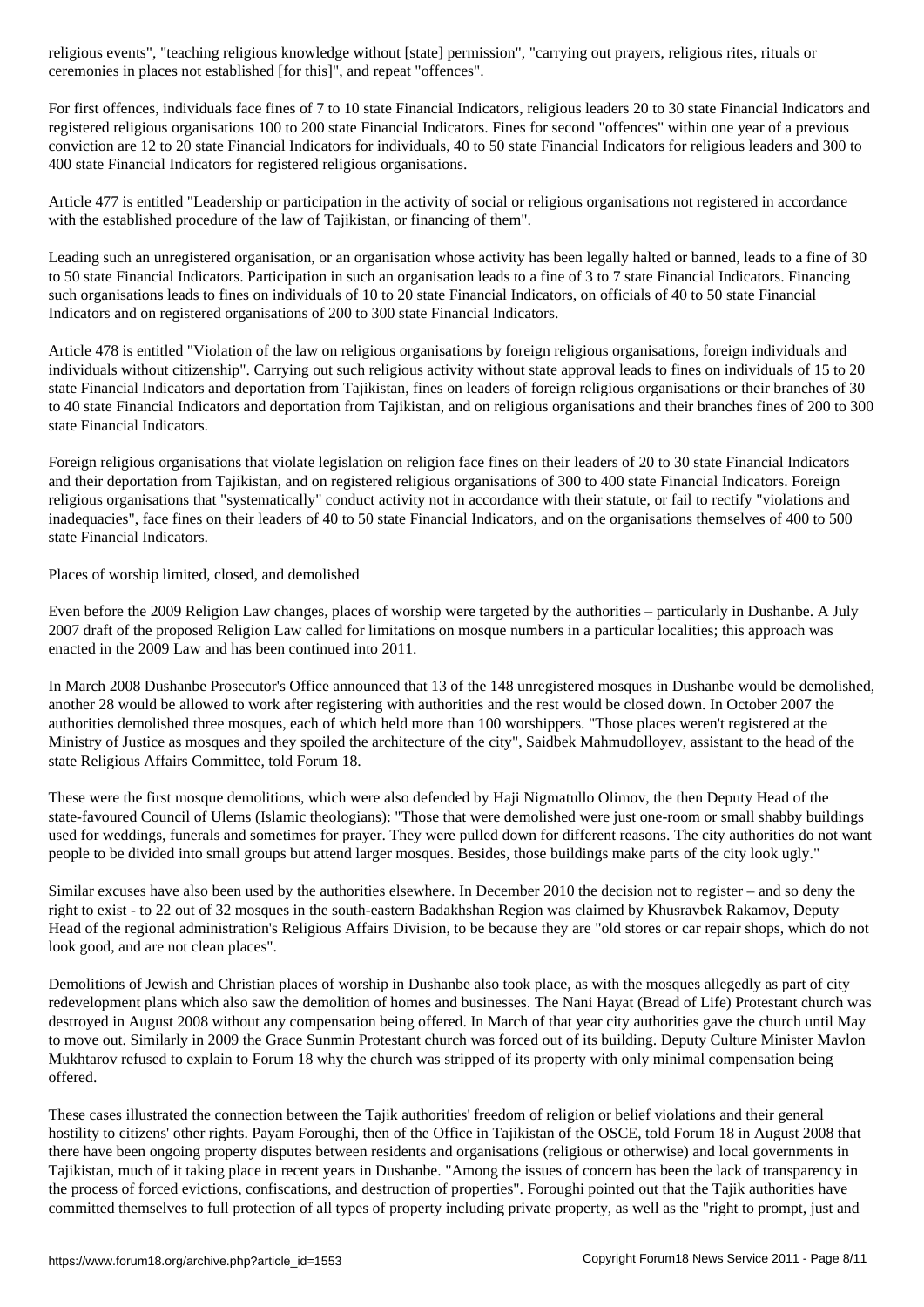religious events", "teaching religious knowledge without [state] permission", "carrying out prayers, religious rites, rituals or ceremonies in places not established [for this]", and repeat "offences".

For first offences, individuals face fines of 7 to 10 state Financial Indicators, religious leaders 20 to 30 state Financial Indicators and registered religious organisations 100 to 200 state Financial Indicators. Fines for second "offences" within one year of a previous conviction are 12 to 20 state Financial Indicators for individuals, 40 to 50 state Financial Indicators for religious leaders and 300 to 400 state Financial Indicators for registered religious organisations.

Article 477 is entitled "Leadership or participation in the activity of social or religious organisations not registered in accordance with the established procedure of the law of Tajikistan, or financing of them".

Leading such an unregistered organisation, or an organisation whose activity has been legally halted or banned, leads to a fine of 30 to 50 state Financial Indicators. Participation in such an organisation leads to a fine of 3 to 7 state Financial Indicators. Financing such organisations leads to fines on individuals of 10 to 20 state Financial Indicators, on officials of 40 to 50 state Financial Indicators and on registered organisations of 200 to 300 state Financial Indicators.

Article 478 is entitled "Violation of the law on religious organisations by foreign religious organisations, foreign individuals and individuals without citizenship". Carrying out such religious activity without state approval leads to fines on individuals of 15 to 20 state Financial Indicators and deportation from Tajikistan, fines on leaders of foreign religious organisations or their branches of 30 to 40 state Financial Indicators and deportation from Tajikistan, and on religious organisations and their branches fines of 200 to 300 state Financial Indicators.

Foreign religious organisations that violate legislation on religion face fines on their leaders of 20 to 30 state Financial Indicators and their deportation from Tajikistan, and on registered religious organisations of 300 to 400 state Financial Indicators. Foreign religious organisations that "systematically" conduct activity not in accordance with their statute, or fail to rectify "violations and inadequacies", face fines on their leaders of 40 to 50 state Financial Indicators, and on the organisations themselves of 400 to 500 state Financial Indicators.

## Places of worship limited, closed, and demolished

Even before the 2009 Religion Law changes, places of worship were targeted by the authorities – particularly in Dushanbe. A July 2007 draft of the proposed Religion Law called for limitations on mosque numbers in a particular localities; this approach was enacted in the 2009 Law and has been continued into 2011.

In March 2008 Dushanbe Prosecutor's Office announced that 13 of the 148 unregistered mosques in Dushanbe would be demolished, another 28 would be allowed to work after registering with authorities and the rest would be closed down. In October 2007 the authorities demolished three mosques, each of which held more than 100 worshippers. "Those places weren't registered at the Ministry of Justice as mosques and they spoiled the architecture of the city", Saidbek Mahmudolloyev, assistant to the head of the state Religious Affairs Committee, told Forum 18.

These were the first mosque demolitions, which were also defended by Haji Nigmatullo Olimov, the then Deputy Head of the state-favoured Council of Ulems (Islamic theologians): "Those that were demolished were just one-room or small shabby buildings used for weddings, funerals and sometimes for prayer. They were pulled down for different reasons. The city authorities do not want people to be divided into small groups but attend larger mosques. Besides, those buildings make parts of the city look ugly."

Similar excuses have also been used by the authorities elsewhere. In December 2010 the decision not to register – and so deny the right to exist - to 22 out of 32 mosques in the south-eastern Badakhshan Region was claimed by Khusravbek Rakamov, Deputy Head of the regional administration's Religious Affairs Division, to be because they are "old stores or car repair shops, which do not look good, and are not clean places".

Demolitions of Jewish and Christian places of worship in Dushanbe also took place, as with the mosques allegedly as part of city redevelopment plans which also saw the demolition of homes and businesses. The Nani Hayat (Bread of Life) Protestant church was destroyed in August 2008 without any compensation being offered. In March of that year city authorities gave the church until May to move out. Similarly in 2009 the Grace Sunmin Protestant church was forced out of its building. Deputy Culture Minister Mavlon Mukhtarov refused to explain to Forum 18 why the church was stripped of its property with only minimal compensation being offered.

These cases illustrated the connection between the Tajik authorities' freedom of religion or belief violations and their general hostility to citizens' other rights. Payam Foroughi, then of the Office in Tajikistan of the OSCE, told Forum 18 in August 2008 that there have been ongoing property disputes between residents and organisations (religious or otherwise) and local governments in Tajikistan, much of it taking place in recent years in Dushanbe. "Among the issues of concern has been the lack of transparency in the process of forced evictions, confiscations, and destruction of properties". Foroughi pointed out that the Tajik authorities have committed themselves to full protection of all types of property including private property, as well as the "right to prompt, just and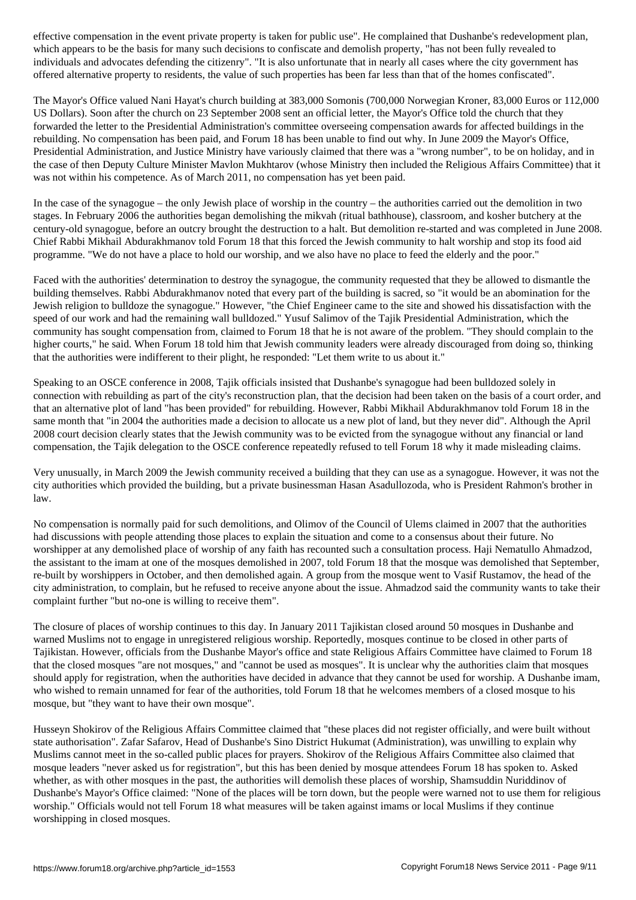effective compensation in the event private property is taken for public use". He complained that Dushanbe's redevelopment plan, which appears to be the basis for many such decisions to confiscate and demolish property, "has not been fully revealed to individuals and advocates defending the citizenry". "It is also unfortunate that in nearly all cases where the city government has offered alternative property to residents, the value of such properties has been far less than that of the homes confiscated".

The Mayor's Office valued Nani Hayat's church building at 383,000 Somonis (700,000 Norwegian Kroner, 83,000 Euros or 112,000 US Dollars). Soon after the church on 23 September 2008 sent an official letter, the Mayor's Office told the church that they forwarded the letter to the Presidential Administration's committee overseeing compensation awards for affected buildings in the rebuilding. No compensation has been paid, and Forum 18 has been unable to find out why. In June 2009 the Mayor's Office, Presidential Administration, and Justice Ministry have variously claimed that there was a "wrong number", to be on holiday, and in the case of then Deputy Culture Minister Mavlon Mukhtarov (whose Ministry then included the Religious Affairs Committee) that it was not within his competence. As of March 2011, no compensation has yet been paid.

In the case of the synagogue – the only Jewish place of worship in the country – the authorities carried out the demolition in two stages. In February 2006 the authorities began demolishing the mikvah (ritual bathhouse), classroom, and kosher butchery at the century-old synagogue, before an outcry brought the destruction to a halt. But demolition re-started and was completed in June 2008. Chief Rabbi Mikhail Abdurakhmanov told Forum 18 that this forced the Jewish community to halt worship and stop its food aid programme. "We do not have a place to hold our worship, and we also have no place to feed the elderly and the poor."

Faced with the authorities' determination to destroy the synagogue, the community requested that they be allowed to dismantle the building themselves. Rabbi Abdurakhmanov noted that every part of the building is sacred, so "it would be an abomination for the Jewish religion to bulldoze the synagogue." However, "the Chief Engineer came to the site and showed his dissatisfaction with the speed of our work and had the remaining wall bulldozed." Yusuf Salimov of the Tajik Presidential Administration, which the community has sought compensation from, claimed to Forum 18 that he is not aware of the problem. "They should complain to the higher courts," he said. When Forum 18 told him that Jewish community leaders were already discouraged from doing so, thinking that the authorities were indifferent to their plight, he responded: "Let them write to us about it."

Speaking to an OSCE conference in 2008, Tajik officials insisted that Dushanbe's synagogue had been bulldozed solely in connection with rebuilding as part of the city's reconstruction plan, that the decision had been taken on the basis of a court order, and that an alternative plot of land "has been provided" for rebuilding. However, Rabbi Mikhail Abdurakhmanov told Forum 18 in the same month that "in 2004 the authorities made a decision to allocate us a new plot of land, but they never did". Although the April 2008 court decision clearly states that the Jewish community was to be evicted from the synagogue without any financial or land compensation, the Tajik delegation to the OSCE conference repeatedly refused to tell Forum 18 why it made misleading claims.

Very unusually, in March 2009 the Jewish community received a building that they can use as a synagogue. However, it was not the city authorities which provided the building, but a private businessman Hasan Asadullozoda, who is President Rahmon's brother in law.

No compensation is normally paid for such demolitions, and Olimov of the Council of Ulems claimed in 2007 that the authorities had discussions with people attending those places to explain the situation and come to a consensus about their future. No worshipper at any demolished place of worship of any faith has recounted such a consultation process. Haji Nematullo Ahmadzod, the assistant to the imam at one of the mosques demolished in 2007, told Forum 18 that the mosque was demolished that September, re-built by worshippers in October, and then demolished again. A group from the mosque went to Vasif Rustamov, the head of the city administration, to complain, but he refused to receive anyone about the issue. Ahmadzod said the community wants to take their complaint further "but no-one is willing to receive them".

The closure of places of worship continues to this day. In January 2011 Tajikistan closed around 50 mosques in Dushanbe and warned Muslims not to engage in unregistered religious worship. Reportedly, mosques continue to be closed in other parts of Tajikistan. However, officials from the Dushanbe Mayor's office and state Religious Affairs Committee have claimed to Forum 18 that the closed mosques "are not mosques," and "cannot be used as mosques". It is unclear why the authorities claim that mosques should apply for registration, when the authorities have decided in advance that they cannot be used for worship. A Dushanbe imam, who wished to remain unnamed for fear of the authorities, told Forum 18 that he welcomes members of a closed mosque to his mosque, but "they want to have their own mosque".

Husseyn Shokirov of the Religious Affairs Committee claimed that "these places did not register officially, and were built without state authorisation". Zafar Safarov, Head of Dushanbe's Sino District Hukumat (Administration), was unwilling to explain why Muslims cannot meet in the so-called public places for prayers. Shokirov of the Religious Affairs Committee also claimed that mosque leaders "never asked us for registration", but this has been denied by mosque attendees Forum 18 has spoken to. Asked whether, as with other mosques in the past, the authorities will demolish these places of worship, Shamsuddin Nuriddinov of Dushanbe's Mayor's Office claimed: "None of the places will be torn down, but the people were warned not to use them for religious worship." Officials would not tell Forum 18 what measures will be taken against imams or local Muslims if they continue worshipping in closed mosques.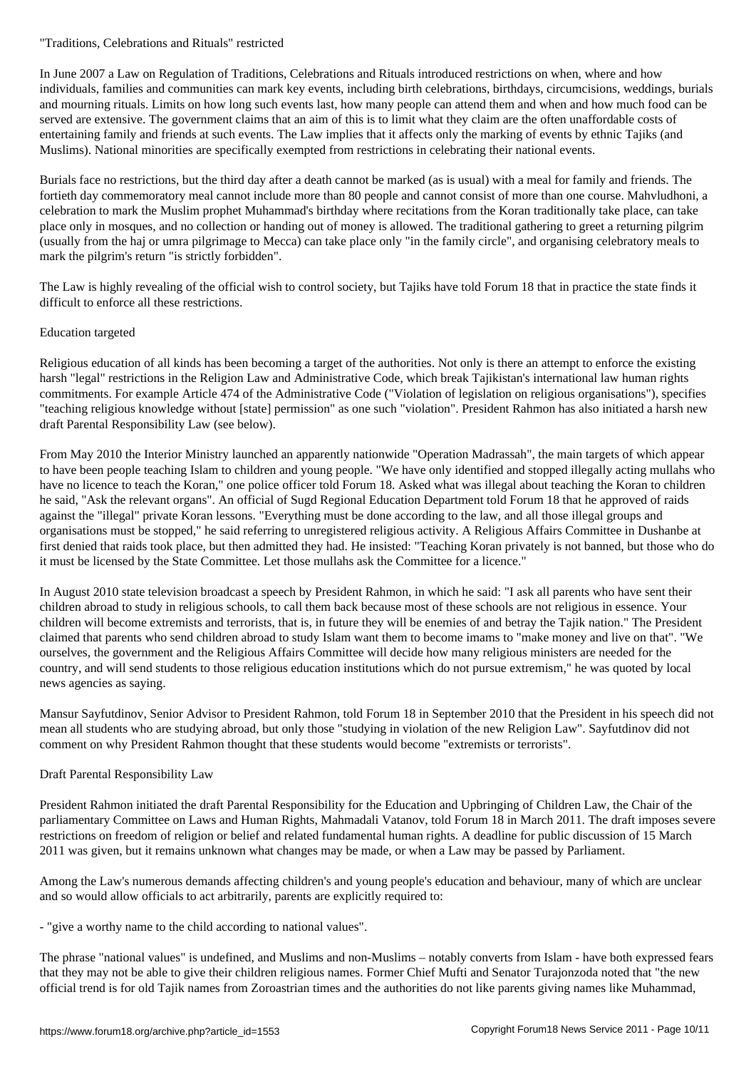"Traditions, Celebrations and Rituals" restricted

In June 2007 a Law on Regulation of Traditions, Celebrations and Rituals introduced restrictions on when, where and how individuals, families and communities can mark key events, including birth celebrations, birthdays, circumcisions, weddings, burials and mourning rituals. Limits on how long such events last, how many people can attend them and when and how much food can be served are extensive. The government claims that an aim of this is to limit what they claim are the often unaffordable costs of entertaining family and friends at such events. The Law implies that it affects only the marking of events by ethnic Tajiks (and Muslims). National minorities are specifically exempted from restrictions in celebrating their national events.

Burials face no restrictions, but the third day after a death cannot be marked (as is usual) with a meal for family and friends. The fortieth day commemoratory meal cannot include more than 80 people and cannot consist of more than one course. Mahvludhoni, a celebration to mark the Muslim prophet Muhammad's birthday where recitations from the Koran traditionally take place, can take place only in mosques, and no collection or handing out of money is allowed. The traditional gathering to greet a returning pilgrim (usually from the haj or umra pilgrimage to Mecca) can take place only "in the family circle", and organising celebratory meals to mark the pilgrim's return "is strictly forbidden".

The Law is highly revealing of the official wish to control society, but Tajiks have told Forum 18 that in practice the state finds it difficult to enforce all these restrictions.

Education targeted

Religious education of all kinds has been becoming a target of the authorities. Not only is there an attempt to enforce the existing harsh "legal" restrictions in the Religion Law and Administrative Code, which break Tajikistan's international law human rights commitments. For example Article 474 of the Administrative Code ("Violation of legislation on religious organisations"), specifies "teaching religious knowledge without [state] permission" as one such "violation". President Rahmon has also initiated a harsh new draft Parental Responsibility Law (see below).

From May 2010 the Interior Ministry launched an apparently nationwide "Operation Madrassah", the main targets of which appear to have been people teaching Islam to children and young people. "We have only identified and stopped illegally acting mullahs who have no licence to teach the Koran," one police officer told Forum 18. Asked what was illegal about teaching the Koran to children he said, "Ask the relevant organs". An official of Sugd Regional Education Department told Forum 18 that he approved of raids against the "illegal" private Koran lessons. "Everything must be done according to the law, and all those illegal groups and organisations must be stopped," he said referring to unregistered religious activity. A Religious Affairs Committee in Dushanbe at first denied that raids took place, but then admitted they had. He insisted: "Teaching Koran privately is not banned, but those who do it must be licensed by the State Committee. Let those mullahs ask the Committee for a licence."

In August 2010 state television broadcast a speech by President Rahmon, in which he said: "I ask all parents who have sent their children abroad to study in religious schools, to call them back because most of these schools are not religious in essence. Your children will become extremists and terrorists, that is, in future they will be enemies of and betray the Tajik nation." The President claimed that parents who send children abroad to study Islam want them to become imams to "make money and live on that". "We ourselves, the government and the Religious Affairs Committee will decide how many religious ministers are needed for the country, and will send students to those religious education institutions which do not pursue extremism," he was quoted by local news agencies as saying.

Mansur Sayfutdinov, Senior Advisor to President Rahmon, told Forum 18 in September 2010 that the President in his speech did not mean all students who are studying abroad, but only those "studying in violation of the new Religion Law". Sayfutdinov did not comment on why President Rahmon thought that these students would become "extremists or terrorists".

Draft Parental Responsibility Law

President Rahmon initiated the draft Parental Responsibility for the Education and Upbringing of Children Law, the Chair of the parliamentary Committee on Laws and Human Rights, Mahmadali Vatanov, told Forum 18 in March 2011. The draft imposes severe restrictions on freedom of religion or belief and related fundamental human rights. A deadline for public discussion of 15 March 2011 was given, but it remains unknown what changes may be made, or when a Law may be passed by Parliament.

Among the Law's numerous demands affecting children's and young people's education and behaviour, many of which are unclear and so would allow officials to act arbitrarily, parents are explicitly required to:

- "give a worthy name to the child according to national values".

The phrase "national values" is undefined, and Muslims and non-Muslims – notably converts from Islam - have both expressed fears that they may not be able to give their children religious names. Former Chief Mufti and Senator Turajonzoda noted that "the new official trend is for old Tajik names from Zoroastrian times and the authorities do not like parents giving names like Muhammad,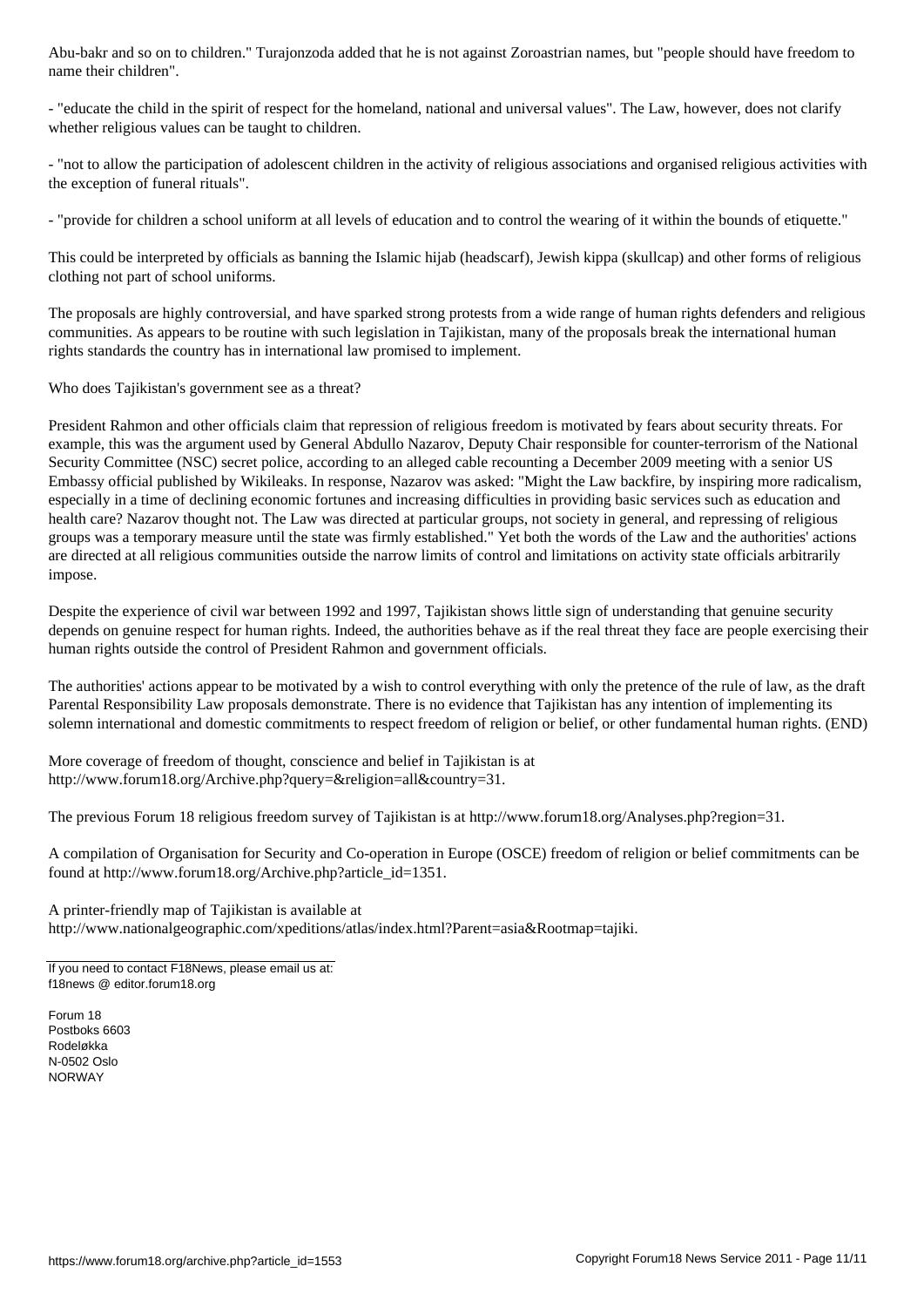Abu-bakr and so on to children." Turajonzoda added that he is not against Zoroastrian names, but "people should have freedom to name their children".

- "educate the child in the spirit of respect for the homeland, national and universal values". The Law, however, does not clarify whether religious values can be taught to children.

- "not to allow the participation of adolescent children in the activity of religious associations and organised religious activities with the exception of funeral rituals".

- "provide for children a school uniform at all levels of education and to control the wearing of it within the bounds of etiquette."

This could be interpreted by officials as banning the Islamic hijab (headscarf), Jewish kippa (skullcap) and other forms of religious clothing not part of school uniforms.

The proposals are highly controversial, and have sparked strong protests from a wide range of human rights defenders and religious communities. As appears to be routine with such legislation in Tajikistan, many of the proposals break the international human rights standards the country has in international law promised to implement.

Who does Tajikistan's government see as a threat?

President Rahmon and other officials claim that repression of religious freedom is motivated by fears about security threats. For example, this was the argument used by General Abdullo Nazarov, Deputy Chair responsible for counter-terrorism of the National Security Committee (NSC) secret police, according to an alleged cable recounting a December 2009 meeting with a senior US Embassy official published by Wikileaks. In response, Nazarov was asked: "Might the Law backfire, by inspiring more radicalism, especially in a time of declining economic fortunes and increasing difficulties in providing basic services such as education and health care? Nazarov thought not. The Law was directed at particular groups, not society in general, and repressing of religious groups was a temporary measure until the state was firmly established." Yet both the words of the Law and the authorities' actions are directed at all religious communities outside the narrow limits of control and limitations on activity state officials arbitrarily impose.

Despite the experience of civil war between 1992 and 1997, Tajikistan shows little sign of understanding that genuine security depends on genuine respect for human rights. Indeed, the authorities behave as if the real threat they face are people exercising their human rights outside the control of President Rahmon and government officials.

The authorities' actions appear to be motivated by a wish to control everything with only the pretence of the rule of law, as the draft Parental Responsibility Law proposals demonstrate. There is no evidence that Tajikistan has any intention of implementing its solemn international and domestic commitments to respect freedom of religion or belief, or other fundamental human rights. (END)

More coverage of freedom of thought, conscience and belief in Tajikistan is at http://www.forum18.org/Archive.php?query=&religion=all&country=31.

The previous Forum 18 religious freedom survey of Tajikistan is at http://www.forum18.org/Analyses.php?region=31.

A compilation of Organisation for Security and Co-operation in Europe (OSCE) freedom of religion or belief commitments can be found at http://www.forum18.org/Archive.php?article_id=1351.

A printer-friendly map of Tajikistan is available at http://www.nationalgeographic.com/xpeditions/atlas/index.html?Parent=asia&Rootmap=tajiki.

---

If you need to contact F18News, please email us at:
f18news @ editor.forum18.org

Forum 18
Postboks 6603
Rodeløkka
N-0502 Oslo
NORWAY